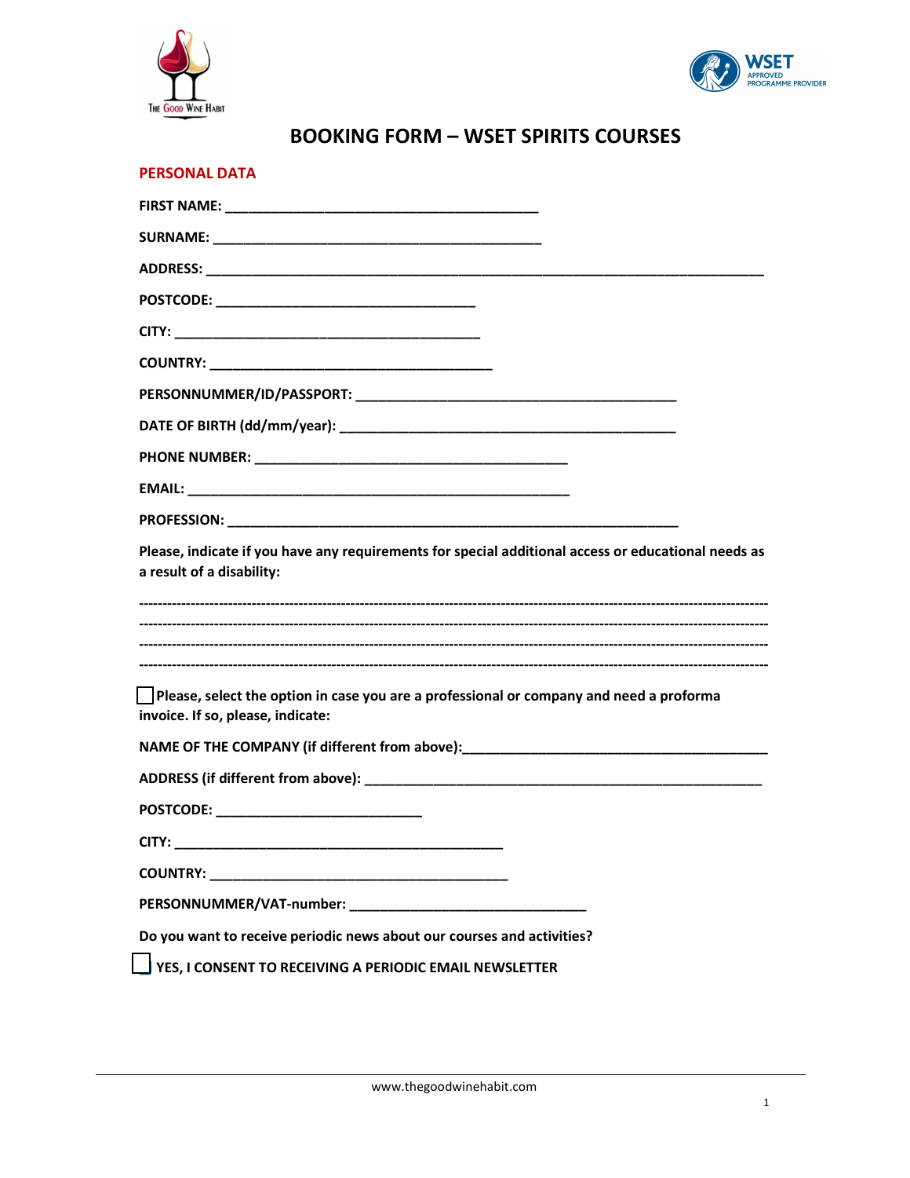# BOOKING FORM – WSET SPIRITS COURSES

## PERSONAL DATA

**FIRST NAME:** ________________________________________

**SURNAME:** ________________________________________

**ADDRESS:** ________________________________________________________________________

**POSTCODE:** _________________________________

**CITY:** _______________________________________

**COUNTRY:** ____________________________________

**PERSONNUMMER/ID/PASSPORT:** _________________________________________

**DATE OF BIRTH (dd/mm/year):** ___________________________________________

**PHONE NUMBER:** ________________________________________

**EMAIL:** _________________________________________________

**PROFESSION:** __________________________________________________________

**Please, indicate if you have any requirements for special additional access or educational needs as a result of a disability:**

--------------------------------------------------------------------------------------------------------------------------

--------------------------------------------------------------------------------------------------------------------------

--------------------------------------------------------------------------------------------------------------------------

--------------------------------------------------------------------------------------------------------------------------

☐ **Please, select the option in case you are a professional or company and need a proforma invoice. If so, please, indicate:**

**NAME OF THE COMPANY (if different from above):** _______________________________________

**ADDRESS (if different from above):** ___________________________________________________

**POSTCODE:** __________________________

**CITY:** __________________________________________

**COUNTRY:** ______________________________________

**PERSONNUMMER/VAT-number:** ______________________________

**Do you want to receive periodic news about our courses and activities?**

☐ **YES, I CONSENT TO RECEIVING A PERIODIC EMAIL NEWSLETTER**

www.thegoodwinehabit.com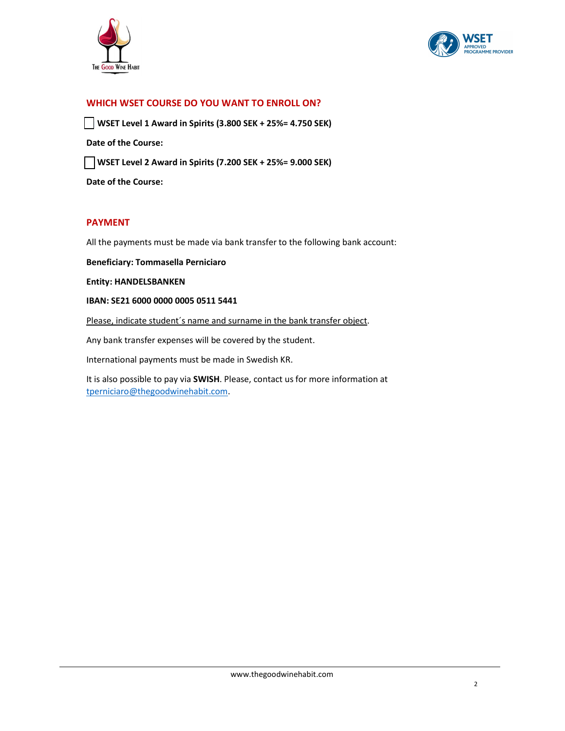## WHICH WSET COURSE DO YOU WANT TO ENROLL ON?

☐ **WSET Level 1 Award in Spirits (3.800 SEK + 25%= 4.750 SEK)**

**Date of the Course:**

☐ **WSET Level 2 Award in Spirits (7.200 SEK + 25%= 9.000 SEK)**

**Date of the Course:**

## PAYMENT

All the payments must be made via bank transfer to the following bank account:

**Beneficiary: Tommasella Perniciaro**

**Entity: HANDELSBANKEN**

**IBAN: SE21 6000 0000 0005 0511 5441**

Please, indicate student´s name and surname in the bank transfer object.

Any bank transfer expenses will be covered by the student.

International payments must be made in Swedish KR.

It is also possible to pay via **SWISH**. Please, contact us for more information at tperniciaro@thegoodwinehabit.com.

www.thegoodwinehabit.com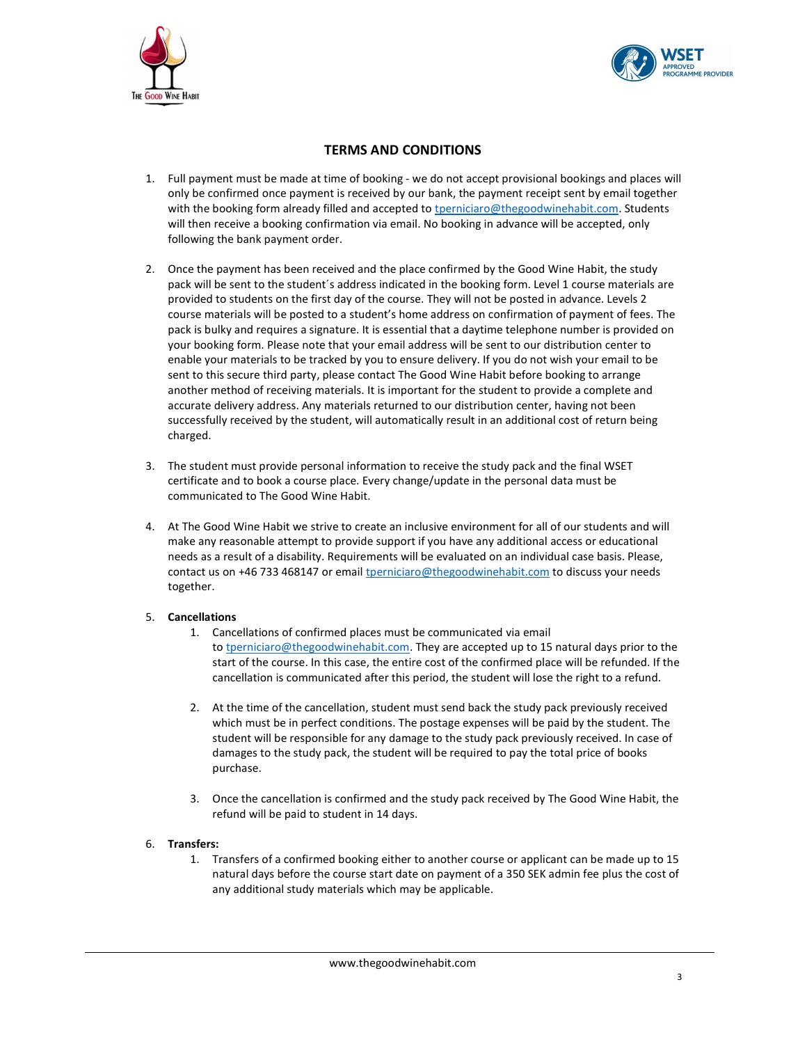## TERMS AND CONDITIONS

1. Full payment must be made at time of booking - we do not accept provisional bookings and places will only be confirmed once payment is received by our bank, the payment receipt sent by email together with the booking form already filled and accepted to tperniciaro@thegoodwinehabit.com. Students will then receive a booking confirmation via email. No booking in advance will be accepted, only following the bank payment order.

2. Once the payment has been received and the place confirmed by the Good Wine Habit, the study pack will be sent to the student´s address indicated in the booking form. Level 1 course materials are provided to students on the first day of the course. They will not be posted in advance. Levels 2 course materials will be posted to a student's home address on confirmation of payment of fees. The pack is bulky and requires a signature. It is essential that a daytime telephone number is provided on your booking form. Please note that your email address will be sent to our distribution center to enable your materials to be tracked by you to ensure delivery. If you do not wish your email to be sent to this secure third party, please contact The Good Wine Habit before booking to arrange another method of receiving materials. It is important for the student to provide a complete and accurate delivery address. Any materials returned to our distribution center, having not been successfully received by the student, will automatically result in an additional cost of return being charged.

3. The student must provide personal information to receive the study pack and the final WSET certificate and to book a course place. Every change/update in the personal data must be communicated to The Good Wine Habit.

4. At The Good Wine Habit we strive to create an inclusive environment for all of our students and will make any reasonable attempt to provide support if you have any additional access or educational needs as a result of a disability. Requirements will be evaluated on an individual case basis. Please, contact us on +46 733 468147 or email tperniciaro@thegoodwinehabit.com to discuss your needs together.

5. **Cancellations**
    1. Cancellations of confirmed places must be communicated via email to tperniciaro@thegoodwinehabit.com. They are accepted up to 15 natural days prior to the start of the course. In this case, the entire cost of the confirmed place will be refunded. If the cancellation is communicated after this period, the student will lose the right to a refund.
    2. At the time of the cancellation, student must send back the study pack previously received which must be in perfect conditions. The postage expenses will be paid by the student. The student will be responsible for any damage to the study pack previously received. In case of damages to the study pack, the student will be required to pay the total price of books purchase.
    3. Once the cancellation is confirmed and the study pack received by The Good Wine Habit, the refund will be paid to student in 14 days.

6. **Transfers:**
    1. Transfers of a confirmed booking either to another course or applicant can be made up to 15 natural days before the course start date on payment of a 350 SEK admin fee plus the cost of any additional study materials which may be applicable.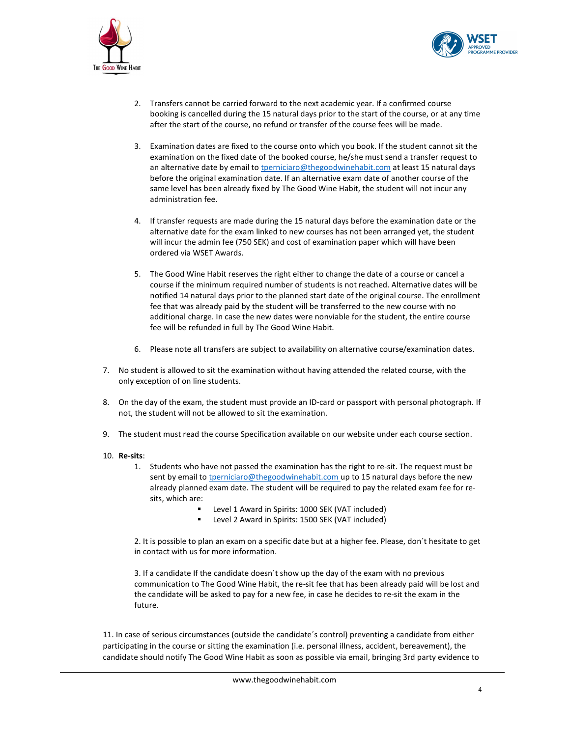2. Transfers cannot be carried forward to the next academic year. If a confirmed course booking is cancelled during the 15 natural days prior to the start of the course, or at any time after the start of the course, no refund or transfer of the course fees will be made.

3. Examination dates are fixed to the course onto which you book. If the student cannot sit the examination on the fixed date of the booked course, he/she must send a transfer request to an alternative date by email to tperniciaro@thegoodwinehabit.com at least 15 natural days before the original examination date. If an alternative exam date of another course of the same level has been already fixed by The Good Wine Habit, the student will not incur any administration fee.

4. If transfer requests are made during the 15 natural days before the examination date or the alternative date for the exam linked to new courses has not been arranged yet, the student will incur the admin fee (750 SEK) and cost of examination paper which will have been ordered via WSET Awards.

5. The Good Wine Habit reserves the right either to change the date of a course or cancel a course if the minimum required number of students is not reached. Alternative dates will be notified 14 natural days prior to the planned start date of the original course. The enrollment fee that was already paid by the student will be transferred to the new course with no additional charge. In case the new dates were nonviable for the student, the entire course fee will be refunded in full by The Good Wine Habit.

6. Please note all transfers are subject to availability on alternative course/examination dates.

7. No student is allowed to sit the examination without having attended the related course, with the only exception of on line students.

8. On the day of the exam, the student must provide an ID-card or passport with personal photograph. If not, the student will not be allowed to sit the examination.

9. The student must read the course Specification available on our website under each course section.

10. **Re-sits**:

    1. Students who have not passed the examination has the right to re-sit. The request must be sent by email to tperniciaro@thegoodwinehabit.com up to 15 natural days before the new already planned exam date. The student will be required to pay the related exam fee for re-sits, which are:
        - Level 1 Award in Spirits: 1000 SEK (VAT included)
        - Level 2 Award in Spirits: 1500 SEK (VAT included)

    2. It is possible to plan an exam on a specific date but at a higher fee. Please, don´t hesitate to get in contact with us for more information.

    3. If a candidate If the candidate doesn´t show up the day of the exam with no previous communication to The Good Wine Habit, the re-sit fee that has been already paid will be lost and the candidate will be asked to pay for a new fee, in case he decides to re-sit the exam in the future.

11. In case of serious circumstances (outside the candidate´s control) preventing a candidate from either participating in the course or sitting the examination (i.e. personal illness, accident, bereavement), the candidate should notify The Good Wine Habit as soon as possible via email, bringing 3rd party evidence to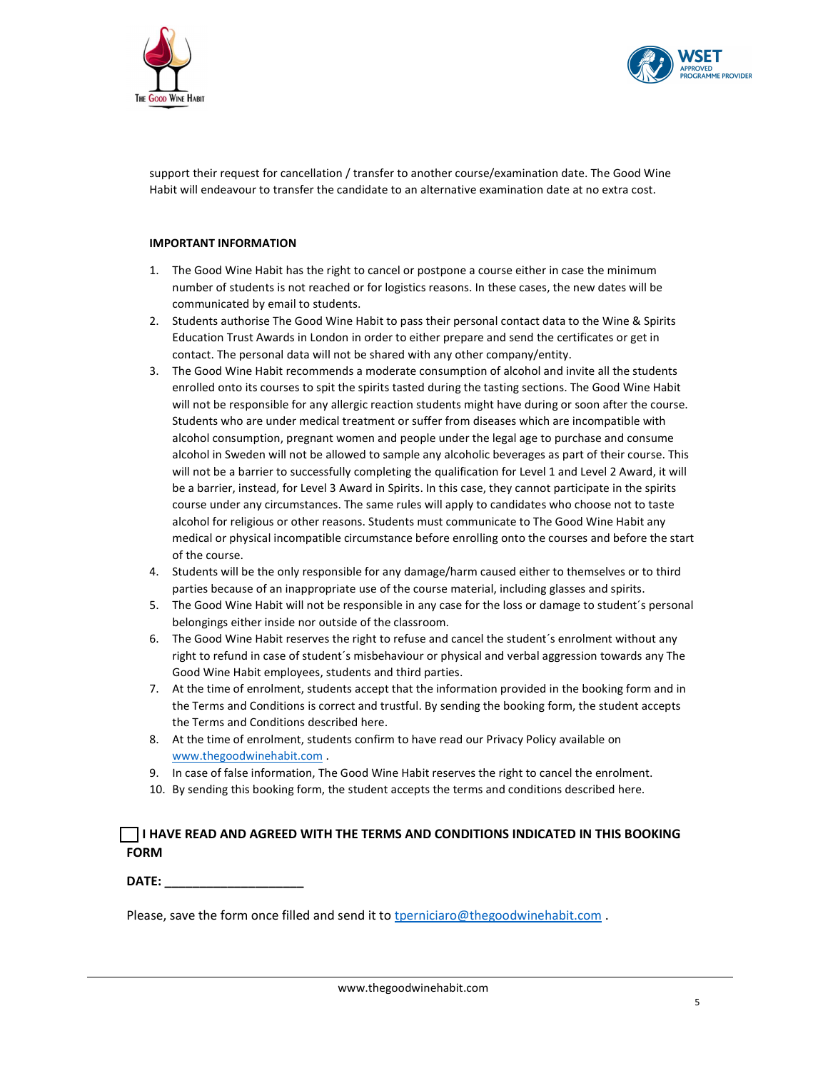support their request for cancellation / transfer to another course/examination date. The Good Wine Habit will endeavour to transfer the candidate to an alternative examination date at no extra cost.

**IMPORTANT INFORMATION**

1. The Good Wine Habit has the right to cancel or postpone a course either in case the minimum number of students is not reached or for logistics reasons. In these cases, the new dates will be communicated by email to students.
2. Students authorise The Good Wine Habit to pass their personal contact data to the Wine & Spirits Education Trust Awards in London in order to either prepare and send the certificates or get in contact. The personal data will not be shared with any other company/entity.
3. The Good Wine Habit recommends a moderate consumption of alcohol and invite all the students enrolled onto its courses to spit the spirits tasted during the tasting sections. The Good Wine Habit will not be responsible for any allergic reaction students might have during or soon after the course. Students who are under medical treatment or suffer from diseases which are incompatible with alcohol consumption, pregnant women and people under the legal age to purchase and consume alcohol in Sweden will not be allowed to sample any alcoholic beverages as part of their course. This will not be a barrier to successfully completing the qualification for Level 1 and Level 2 Award, it will be a barrier, instead, for Level 3 Award in Spirits. In this case, they cannot participate in the spirits course under any circumstances. The same rules will apply to candidates who choose not to taste alcohol for religious or other reasons. Students must communicate to The Good Wine Habit any medical or physical incompatible circumstance before enrolling onto the courses and before the start of the course.
4. Students will be the only responsible for any damage/harm caused either to themselves or to third parties because of an inappropriate use of the course material, including glasses and spirits.
5. The Good Wine Habit will not be responsible in any case for the loss or damage to student´s personal belongings either inside nor outside of the classroom.
6. The Good Wine Habit reserves the right to refuse and cancel the student´s enrolment without any right to refund in case of student´s misbehaviour or physical and verbal aggression towards any The Good Wine Habit employees, students and third parties.
7. At the time of enrolment, students accept that the information provided in the booking form and in the Terms and Conditions is correct and trustful. By sending the booking form, the student accepts the Terms and Conditions described here.
8. At the time of enrolment, students confirm to have read our Privacy Policy available on www.thegoodwinehabit.com .
9. In case of false information, The Good Wine Habit reserves the right to cancel the enrolment.
10. By sending this booking form, the student accepts the terms and conditions described here.

☐ **I HAVE READ AND AGREED WITH THE TERMS AND CONDITIONS INDICATED IN THIS BOOKING FORM**

**DATE:** ____________________

Please, save the form once filled and send it to tperniciaro@thegoodwinehabit.com .